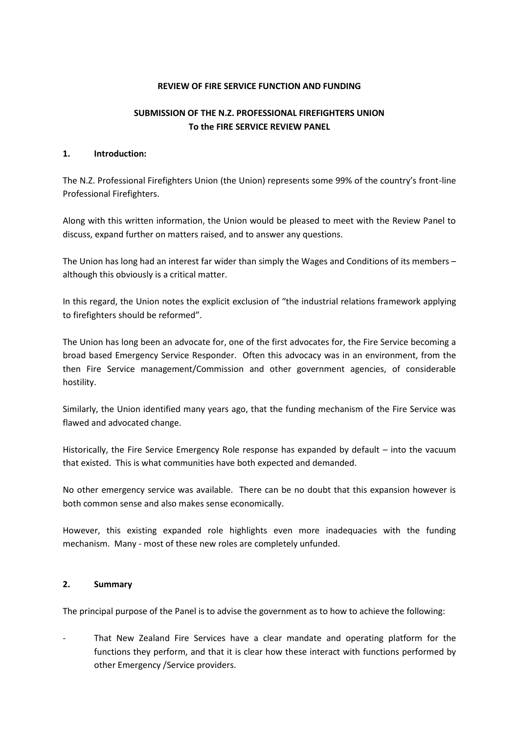**REVIEW OF FIRE SERVICE FUNCTION AND FUNDING**

**SUBMISSION OF THE N.Z. PROFESSIONAL FIREFIGHTERS UNION**
**To the FIRE SERVICE REVIEW PANEL**

## 1. Introduction:

The N.Z. Professional Firefighters Union (the Union) represents some 99% of the country's front-line Professional Firefighters.

Along with this written information, the Union would be pleased to meet with the Review Panel to discuss, expand further on matters raised, and to answer any questions.

The Union has long had an interest far wider than simply the Wages and Conditions of its members – although this obviously is a critical matter.

In this regard, the Union notes the explicit exclusion of "the industrial relations framework applying to firefighters should be reformed".

The Union has long been an advocate for, one of the first advocates for, the Fire Service becoming a broad based Emergency Service Responder. Often this advocacy was in an environment, from the then Fire Service management/Commission and other government agencies, of considerable hostility.

Similarly, the Union identified many years ago, that the funding mechanism of the Fire Service was flawed and advocated change.

Historically, the Fire Service Emergency Role response has expanded by default – into the vacuum that existed. This is what communities have both expected and demanded.

No other emergency service was available. There can be no doubt that this expansion however is both common sense and also makes sense economically.

However, this existing expanded role highlights even more inadequacies with the funding mechanism. Many - most of these new roles are completely unfunded.

## 2. Summary

The principal purpose of the Panel is to advise the government as to how to achieve the following:

- That New Zealand Fire Services have a clear mandate and operating platform for the functions they perform, and that it is clear how these interact with functions performed by other Emergency /Service providers.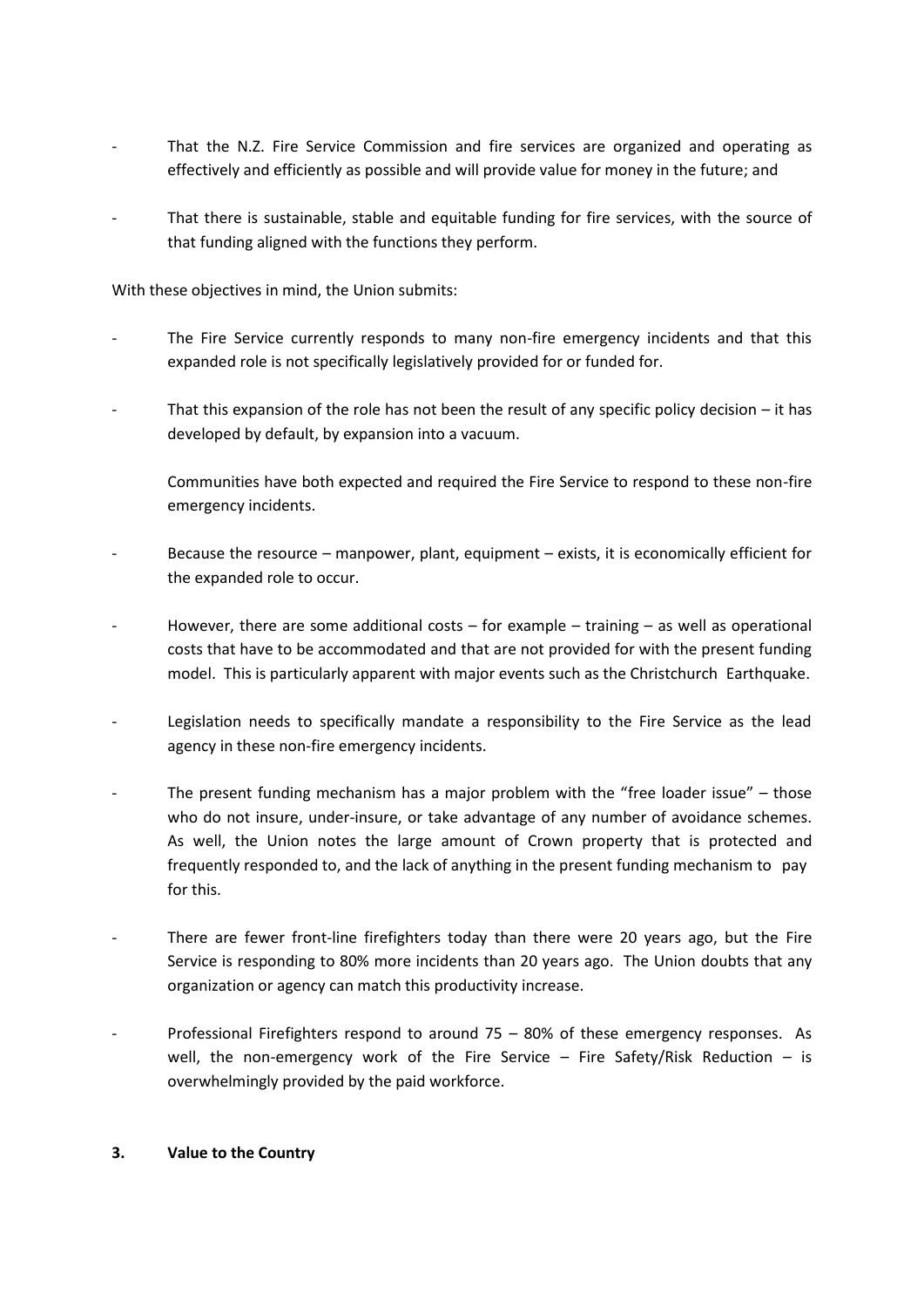- That the N.Z. Fire Service Commission and fire services are organized and operating as effectively and efficiently as possible and will provide value for money in the future; and

- That there is sustainable, stable and equitable funding for fire services, with the source of that funding aligned with the functions they perform.

With these objectives in mind, the Union submits:

- The Fire Service currently responds to many non-fire emergency incidents and that this expanded role is not specifically legislatively provided for or funded for.

- That this expansion of the role has not been the result of any specific policy decision – it has developed by default, by expansion into a vacuum.

  Communities have both expected and required the Fire Service to respond to these non-fire emergency incidents.

- Because the resource – manpower, plant, equipment – exists, it is economically efficient for the expanded role to occur.

- However, there are some additional costs – for example – training – as well as operational costs that have to be accommodated and that are not provided for with the present funding model. This is particularly apparent with major events such as the Christchurch Earthquake.

- Legislation needs to specifically mandate a responsibility to the Fire Service as the lead agency in these non-fire emergency incidents.

- The present funding mechanism has a major problem with the "free loader issue" – those who do not insure, under-insure, or take advantage of any number of avoidance schemes. As well, the Union notes the large amount of Crown property that is protected and frequently responded to, and the lack of anything in the present funding mechanism to pay for this.

- There are fewer front-line firefighters today than there were 20 years ago, but the Fire Service is responding to 80% more incidents than 20 years ago. The Union doubts that any organization or agency can match this productivity increase.

- Professional Firefighters respond to around 75 – 80% of these emergency responses. As well, the non-emergency work of the Fire Service – Fire Safety/Risk Reduction – is overwhelmingly provided by the paid workforce.

## 3. Value to the Country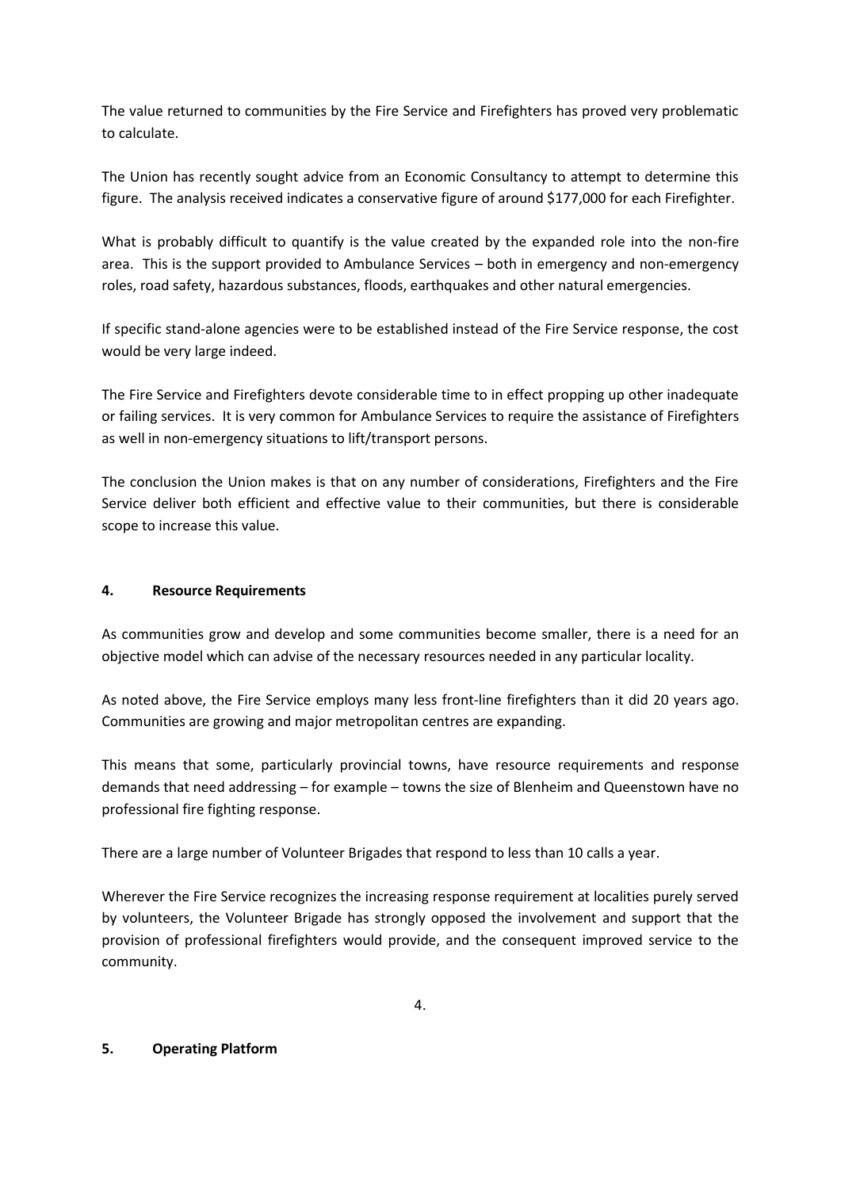The value returned to communities by the Fire Service and Firefighters has proved very problematic to calculate.

The Union has recently sought advice from an Economic Consultancy to attempt to determine this figure. The analysis received indicates a conservative figure of around $177,000 for each Firefighter.

What is probably difficult to quantify is the value created by the expanded role into the non-fire area. This is the support provided to Ambulance Services – both in emergency and non-emergency roles, road safety, hazardous substances, floods, earthquakes and other natural emergencies.

If specific stand-alone agencies were to be established instead of the Fire Service response, the cost would be very large indeed.

The Fire Service and Firefighters devote considerable time to in effect propping up other inadequate or failing services. It is very common for Ambulance Services to require the assistance of Firefighters as well in non-emergency situations to lift/transport persons.

The conclusion the Union makes is that on any number of considerations, Firefighters and the Fire Service deliver both efficient and effective value to their communities, but there is considerable scope to increase this value.

## 4. Resource Requirements

As communities grow and develop and some communities become smaller, there is a need for an objective model which can advise of the necessary resources needed in any particular locality.

As noted above, the Fire Service employs many less front-line firefighters than it did 20 years ago. Communities are growing and major metropolitan centres are expanding.

This means that some, particularly provincial towns, have resource requirements and response demands that need addressing – for example – towns the size of Blenheim and Queenstown have no professional fire fighting response.

There are a large number of Volunteer Brigades that respond to less than 10 calls a year.

Wherever the Fire Service recognizes the increasing response requirement at localities purely served by volunteers, the Volunteer Brigade has strongly opposed the involvement and support that the provision of professional firefighters would provide, and the consequent improved service to the community.

## 5. Operating Platform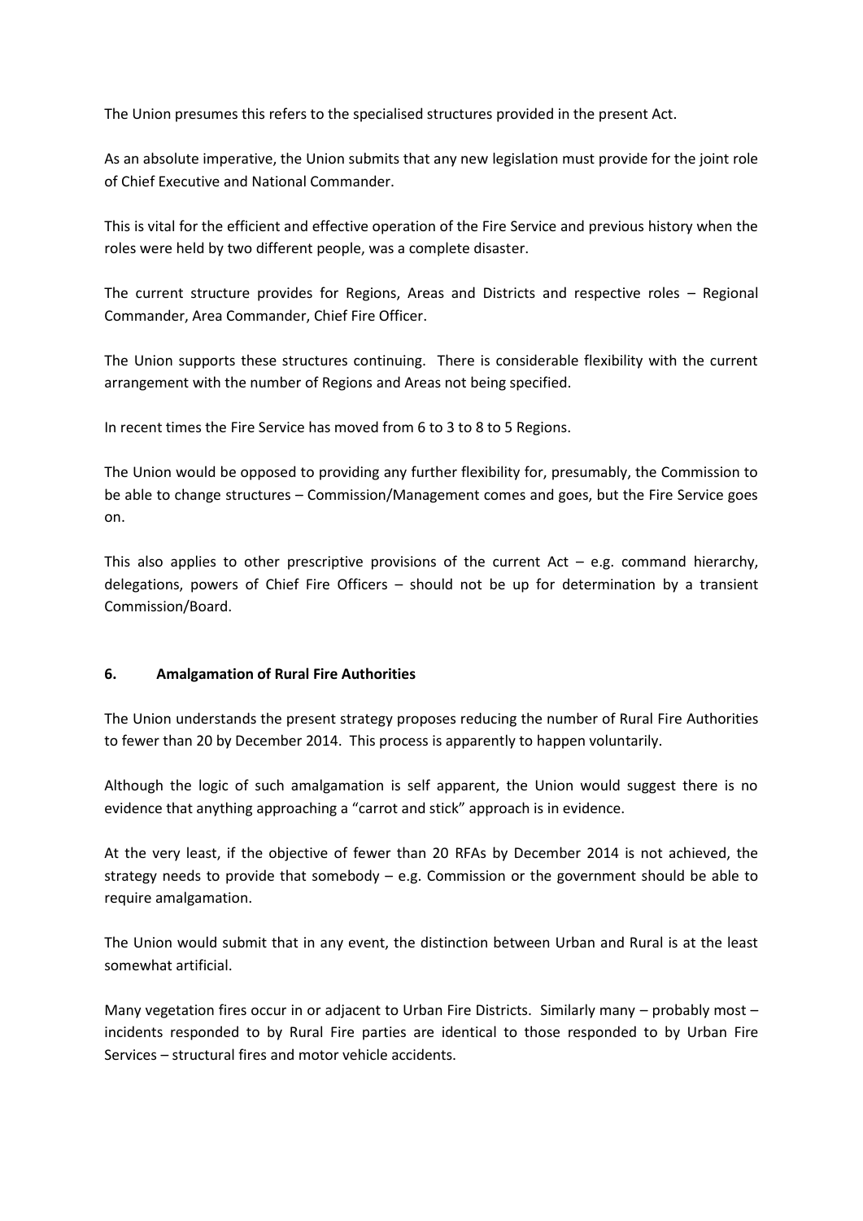The Union presumes this refers to the specialised structures provided in the present Act.

As an absolute imperative, the Union submits that any new legislation must provide for the joint role of Chief Executive and National Commander.

This is vital for the efficient and effective operation of the Fire Service and previous history when the roles were held by two different people, was a complete disaster.

The current structure provides for Regions, Areas and Districts and respective roles – Regional Commander, Area Commander, Chief Fire Officer.

The Union supports these structures continuing. There is considerable flexibility with the current arrangement with the number of Regions and Areas not being specified.

In recent times the Fire Service has moved from 6 to 3 to 8 to 5 Regions.

The Union would be opposed to providing any further flexibility for, presumably, the Commission to be able to change structures – Commission/Management comes and goes, but the Fire Service goes on.

This also applies to other prescriptive provisions of the current Act – e.g. command hierarchy, delegations, powers of Chief Fire Officers – should not be up for determination by a transient Commission/Board.

## 6. Amalgamation of Rural Fire Authorities

The Union understands the present strategy proposes reducing the number of Rural Fire Authorities to fewer than 20 by December 2014. This process is apparently to happen voluntarily.

Although the logic of such amalgamation is self apparent, the Union would suggest there is no evidence that anything approaching a "carrot and stick" approach is in evidence.

At the very least, if the objective of fewer than 20 RFAs by December 2014 is not achieved, the strategy needs to provide that somebody – e.g. Commission or the government should be able to require amalgamation.

The Union would submit that in any event, the distinction between Urban and Rural is at the least somewhat artificial.

Many vegetation fires occur in or adjacent to Urban Fire Districts. Similarly many – probably most – incidents responded to by Rural Fire parties are identical to those responded to by Urban Fire Services – structural fires and motor vehicle accidents.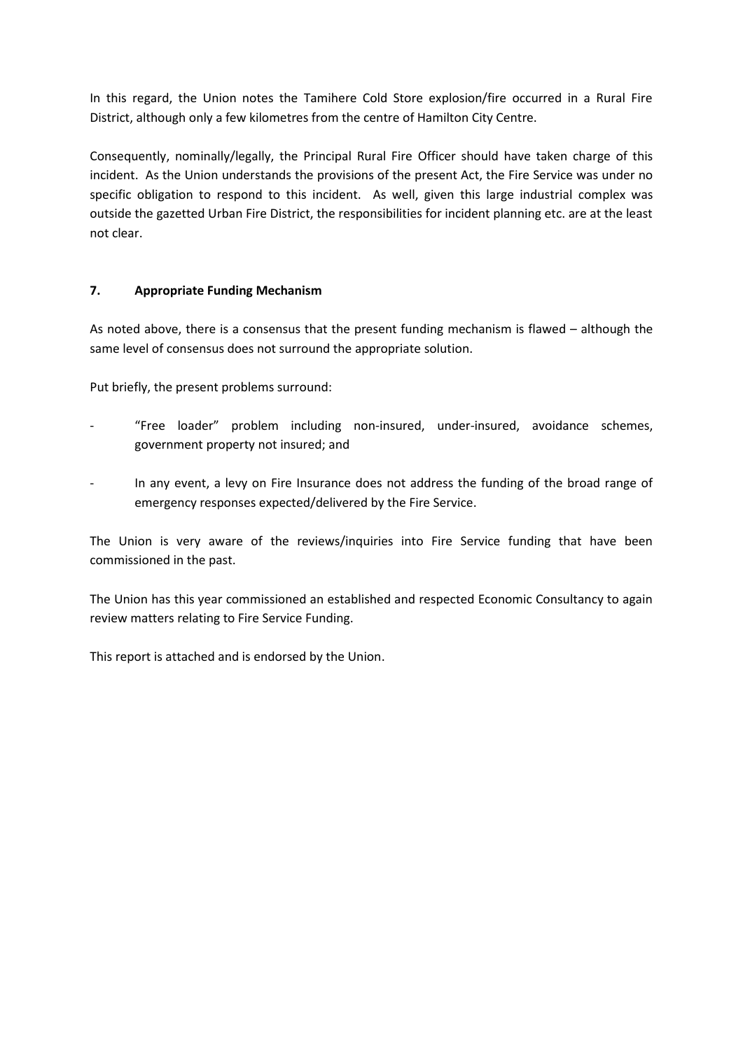In this regard, the Union notes the Tamihere Cold Store explosion/fire occurred in a Rural Fire District, although only a few kilometres from the centre of Hamilton City Centre.

Consequently, nominally/legally, the Principal Rural Fire Officer should have taken charge of this incident. As the Union understands the provisions of the present Act, the Fire Service was under no specific obligation to respond to this incident. As well, given this large industrial complex was outside the gazetted Urban Fire District, the responsibilities for incident planning etc. are at the least not clear.

## 7. Appropriate Funding Mechanism

As noted above, there is a consensus that the present funding mechanism is flawed – although the same level of consensus does not surround the appropriate solution.

Put briefly, the present problems surround:

- "Free loader" problem including non-insured, under-insured, avoidance schemes, government property not insured; and
- In any event, a levy on Fire Insurance does not address the funding of the broad range of emergency responses expected/delivered by the Fire Service.

The Union is very aware of the reviews/inquiries into Fire Service funding that have been commissioned in the past.

The Union has this year commissioned an established and respected Economic Consultancy to again review matters relating to Fire Service Funding.

This report is attached and is endorsed by the Union.